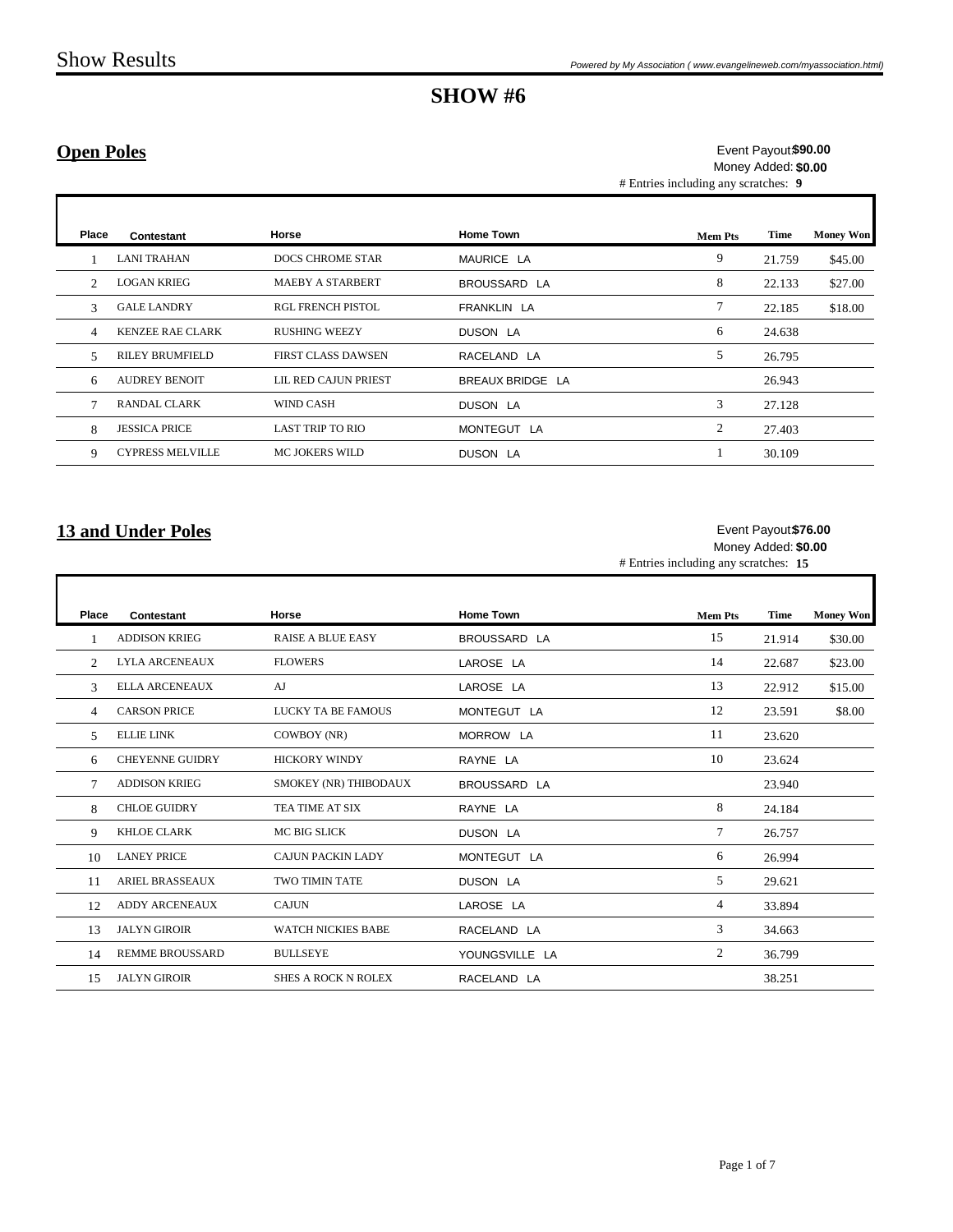# Show Results

*Powered by My Association ( www.evangelineweb.com/myassociation.html)*

## SHOW #6

### Open Poles

Event Payout: **$90.00**
Money Added: **$0.00**
# Entries including any scratches: **9**

| Place | Contestant | Horse | Home Town | Mem Pts | Time | Money Won |
|---|---|---|---|---|---|---|
| 1 | LANI TRAHAN | DOCS CHROME STAR | MAURICE LA | 9 | 21.759 | $45.00 |
| 2 | LOGAN KRIEG | MAEBY A STARBERT | BROUSSARD LA | 8 | 22.133 | $27.00 |
| 3 | GALE LANDRY | RGL FRENCH PISTOL | FRANKLIN LA | 7 | 22.185 | $18.00 |
| 4 | KENZEE RAE CLARK | RUSHING WEEZY | DUSON LA | 6 | 24.638 | |
| 5 | RILEY BRUMFIELD | FIRST CLASS DAWSEN | RACELAND LA | 5 | 26.795 | |
| 6 | AUDREY BENOIT | LIL RED CAJUN PRIEST | BREAUX BRIDGE LA | | 26.943 | |
| 7 | RANDAL CLARK | WIND CASH | DUSON LA | 3 | 27.128 | |
| 8 | JESSICA PRICE | LAST TRIP TO RIO | MONTEGUT LA | 2 | 27.403 | |
| 9 | CYPRESS MELVILLE | MC JOKERS WILD | DUSON LA | 1 | 30.109 | |

### 13 and Under Poles

Event Payout: **$76.00**
Money Added: **$0.00**
# Entries including any scratches: **15**

| Place | Contestant | Horse | Home Town | Mem Pts | Time | Money Won |
|---|---|---|---|---|---|---|
| 1 | ADDISON KRIEG | RAISE A BLUE EASY | BROUSSARD LA | 15 | 21.914 | $30.00 |
| 2 | LYLA ARCENEAUX | FLOWERS | LAROSE LA | 14 | 22.687 | $23.00 |
| 3 | ELLA ARCENEAUX | AJ | LAROSE LA | 13 | 22.912 | $15.00 |
| 4 | CARSON PRICE | LUCKY TA BE FAMOUS | MONTEGUT LA | 12 | 23.591 | $8.00 |
| 5 | ELLIE LINK | COWBOY (NR) | MORROW LA | 11 | 23.620 | |
| 6 | CHEYENNE GUIDRY | HICKORY WINDY | RAYNE LA | 10 | 23.624 | |
| 7 | ADDISON KRIEG | SMOKEY (NR) THIBODAUX | BROUSSARD LA | | 23.940 | |
| 8 | CHLOE GUIDRY | TEA TIME AT SIX | RAYNE LA | 8 | 24.184 | |
| 9 | KHLOE CLARK | MC BIG SLICK | DUSON LA | 7 | 26.757 | |
| 10 | LANEY PRICE | CAJUN PACKIN LADY | MONTEGUT LA | 6 | 26.994 | |
| 11 | ARIEL BRASSEAUX | TWO TIMIN TATE | DUSON LA | 5 | 29.621 | |
| 12 | ADDY ARCENEAUX | CAJUN | LAROSE LA | 4 | 33.894 | |
| 13 | JALYN GIROIR | WATCH NICKIES BABE | RACELAND LA | 3 | 34.663 | |
| 14 | REMME BROUSSARD | BULLSEYE | YOUNGSVILLE LA | 2 | 36.799 | |
| 15 | JALYN GIROIR | SHES A ROCK N ROLEX | RACELAND LA | | 38.251 | |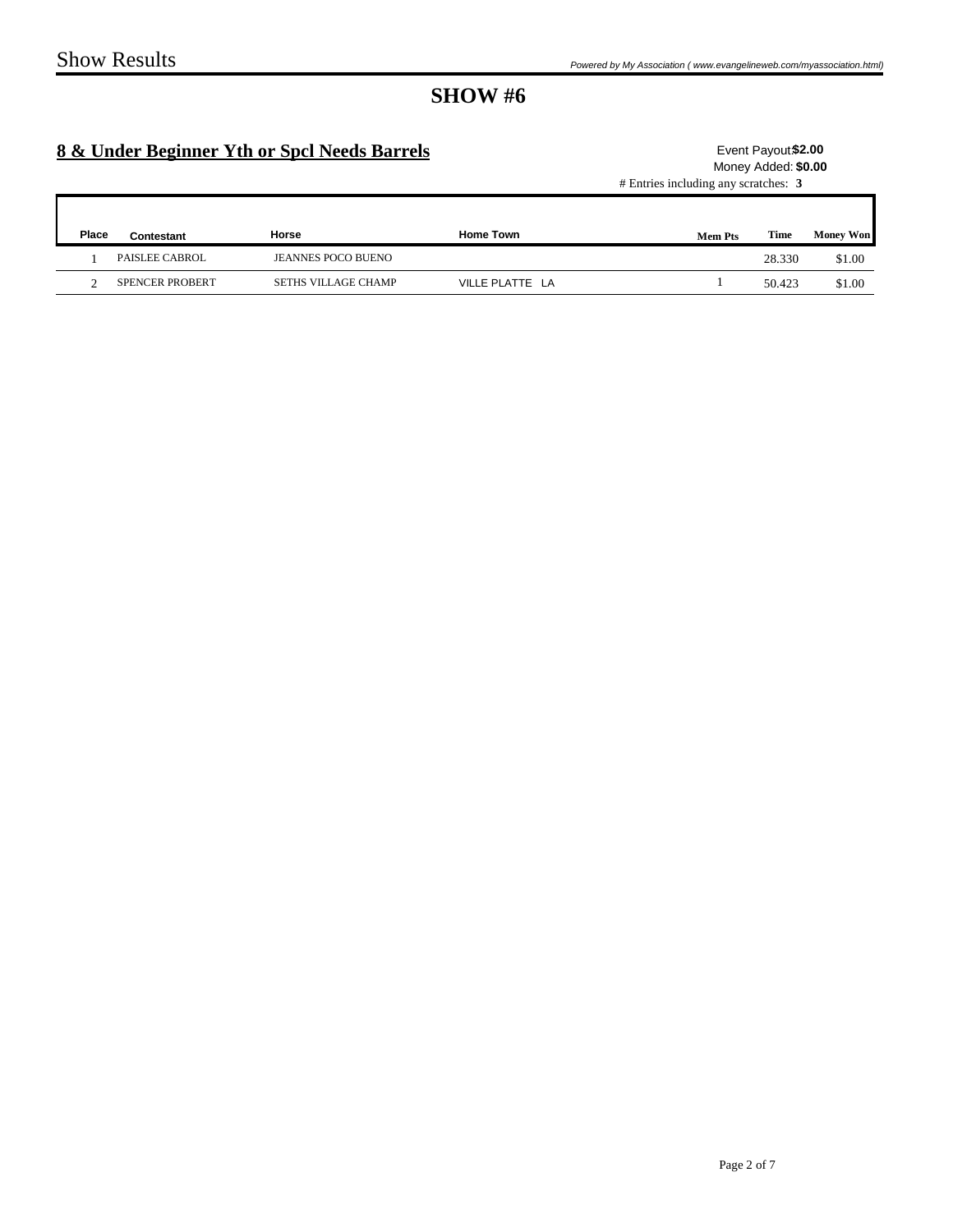# SHOW #6

## 8 & Under Beginner Yth or Spcl Needs Barrels

Event Payout: **$2.00**
Money Added: **$0.00**
# Entries including any scratches: **3**

| Place | Contestant | Horse | Home Town | Mem Pts | Time | Money Won |
|---|---|---|---|---|---|---|
| 1 | PAISLEE CABROL | JEANNES POCO BUENO | | | 28.330 | $1.00 |
| 2 | SPENCER PROBERT | SETHS VILLAGE CHAMP | VILLE PLATTE LA | 1 | 50.423 | $1.00 |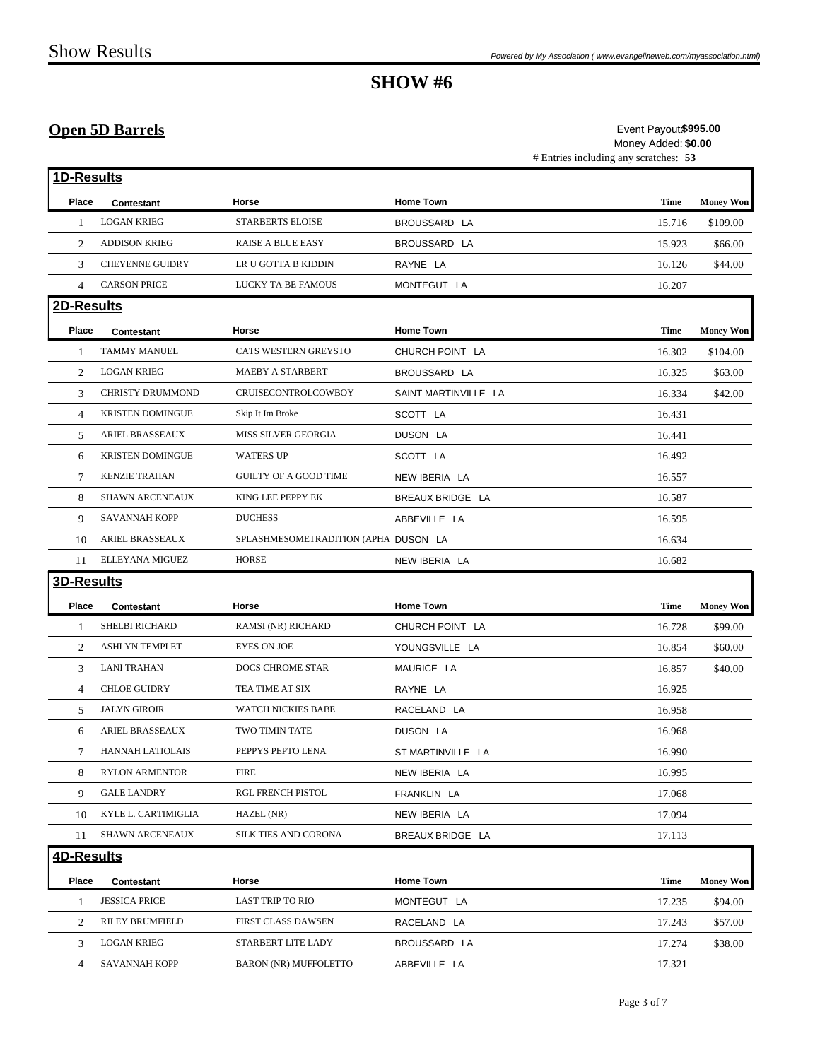# SHOW #6

## Open 5D Barrels

Event Payout: **$995.00**
Money Added: **$0.00**
# Entries including any scratches: **53**

### 1D-Results

| Place | Contestant | Horse | Home Town | Time | Money Won |
|---|---|---|---|---|---|
| 1 | LOGAN KRIEG | STARBERTS ELOISE | BROUSSARD LA | 15.716 | $109.00 |
| 2 | ADDISON KRIEG | RAISE A BLUE EASY | BROUSSARD LA | 15.923 | $66.00 |
| 3 | CHEYENNE GUIDRY | LR U GOTTA B KIDDIN | RAYNE LA | 16.126 | $44.00 |
| 4 | CARSON PRICE | LUCKY TA BE FAMOUS | MONTEGUT LA | 16.207 | |

### 2D-Results

| Place | Contestant | Horse | Home Town | Time | Money Won |
|---|---|---|---|---|---|
| 1 | TAMMY MANUEL | CATS WESTERN GREYSTO | CHURCH POINT LA | 16.302 | $104.00 |
| 2 | LOGAN KRIEG | MAEBY A STARBERT | BROUSSARD LA | 16.325 | $63.00 |
| 3 | CHRISTY DRUMMOND | CRUISECONTROLCOWBOY | SAINT MARTINVILLE LA | 16.334 | $42.00 |
| 4 | KRISTEN DOMINGUE | Skip It Im Broke | SCOTT LA | 16.431 | |
| 5 | ARIEL BRASSEAUX | MISS SILVER GEORGIA | DUSON LA | 16.441 | |
| 6 | KRISTEN DOMINGUE | WATERS UP | SCOTT LA | 16.492 | |
| 7 | KENZIE TRAHAN | GUILTY OF A GOOD TIME | NEW IBERIA LA | 16.557 | |
| 8 | SHAWN ARCENEAUX | KING LEE PEPPY EK | BREAUX BRIDGE LA | 16.587 | |
| 9 | SAVANNAH KOPP | DUCHESS | ABBEVILLE LA | 16.595 | |
| 10 | ARIEL BRASSEAUX | SPLASHMESOMETRADITION (APHA | DUSON LA | 16.634 | |
| 11 | ELLEYANA MIGUEZ | HORSE | NEW IBERIA LA | 16.682 | |

### 3D-Results

| Place | Contestant | Horse | Home Town | Time | Money Won |
|---|---|---|---|---|---|
| 1 | SHELBI RICHARD | RAMSI (NR) RICHARD | CHURCH POINT LA | 16.728 | $99.00 |
| 2 | ASHLYN TEMPLET | EYES ON JOE | YOUNGSVILLE LA | 16.854 | $60.00 |
| 3 | LANI TRAHAN | DOCS CHROME STAR | MAURICE LA | 16.857 | $40.00 |
| 4 | CHLOE GUIDRY | TEA TIME AT SIX | RAYNE LA | 16.925 | |
| 5 | JALYN GIROIR | WATCH NICKIES BABE | RACELAND LA | 16.958 | |
| 6 | ARIEL BRASSEAUX | TWO TIMIN TATE | DUSON LA | 16.968 | |
| 7 | HANNAH LATIOLAIS | PEPPYS PEPTO LENA | ST MARTINVILLE LA | 16.990 | |
| 8 | RYLON ARMENTOR | FIRE | NEW IBERIA LA | 16.995 | |
| 9 | GALE LANDRY | RGL FRENCH PISTOL | FRANKLIN LA | 17.068 | |
| 10 | KYLE L. CARTIMIGLIA | HAZEL (NR) | NEW IBERIA LA | 17.094 | |
| 11 | SHAWN ARCENEAUX | SILK TIES AND CORONA | BREAUX BRIDGE LA | 17.113 | |

### 4D-Results

| Place | Contestant | Horse | Home Town | Time | Money Won |
|---|---|---|---|---|---|
| 1 | JESSICA PRICE | LAST TRIP TO RIO | MONTEGUT LA | 17.235 | $94.00 |
| 2 | RILEY BRUMFIELD | FIRST CLASS DAWSEN | RACELAND LA | 17.243 | $57.00 |
| 3 | LOGAN KRIEG | STARBERT LITE LADY | BROUSSARD LA | 17.274 | $38.00 |
| 4 | SAVANNAH KOPP | BARON (NR) MUFFOLETTO | ABBEVILLE LA | 17.321 | |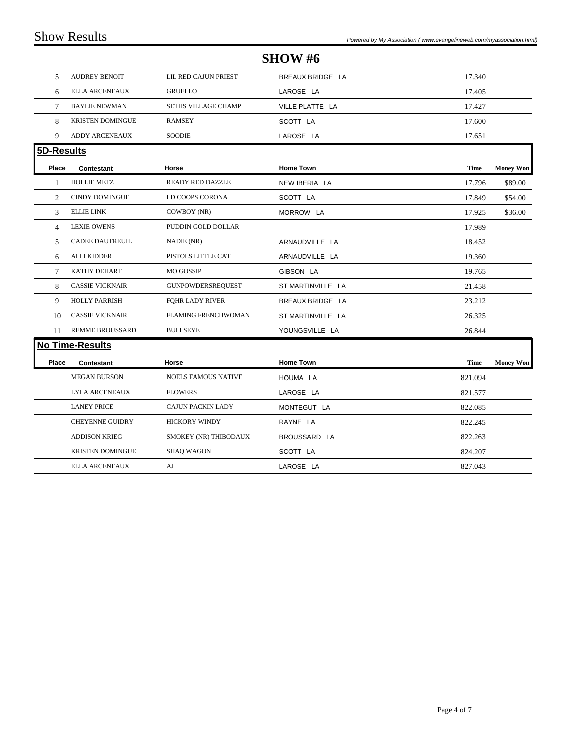# SHOW #6

| Place | Contestant | Horse | Home Town | Time | Money Won |
|---|---|---|---|---|---|
| 5 | AUDREY BENOIT | LIL RED CAJUN PRIEST | BREAUX BRIDGE LA | 17.340 | |
| 6 | ELLA ARCENEAUX | GRUELLO | LAROSE LA | 17.405 | |
| 7 | BAYLIE NEWMAN | SETHS VILLAGE CHAMP | VILLE PLATTE LA | 17.427 | |
| 8 | KRISTEN DOMINGUE | RAMSEY | SCOTT LA | 17.600 | |
| 9 | ADDY ARCENEAUX | SOODIE | LAROSE LA | 17.651 | |

## 5D-Results

| Place | Contestant | Horse | Home Town | Time | Money Won |
|---|---|---|---|---|---|
| 1 | HOLLIE METZ | READY RED DAZZLE | NEW IBERIA LA | 17.796 | $89.00 |
| 2 | CINDY DOMINGUE | LD COOPS CORONA | SCOTT LA | 17.849 | $54.00 |
| 3 | ELLIE LINK | COWBOY (NR) | MORROW LA | 17.925 | $36.00 |
| 4 | LEXIE OWENS | PUDDIN GOLD DOLLAR | | 17.989 | |
| 5 | CADEE DAUTREUIL | NADIE (NR) | ARNAUDVILLE LA | 18.452 | |
| 6 | ALLI KIDDER | PISTOLS LITTLE CAT | ARNAUDVILLE LA | 19.360 | |
| 7 | KATHY DEHART | MO GOSSIP | GIBSON LA | 19.765 | |
| 8 | CASSIE VICKNAIR | GUNPOWDERSREQUEST | ST MARTINVILLE LA | 21.458 | |
| 9 | HOLLY PARRISH | FQHR LADY RIVER | BREAUX BRIDGE LA | 23.212 | |
| 10 | CASSIE VICKNAIR | FLAMING FRENCHWOMAN | ST MARTINVILLE LA | 26.325 | |
| 11 | REMME BROUSSARD | BULLSEYE | YOUNGSVILLE LA | 26.844 | |

## No Time-Results

| Place | Contestant | Horse | Home Town | Time | Money Won |
|---|---|---|---|---|---|
| | MEGAN BURSON | NOELS FAMOUS NATIVE | HOUMA LA | 821.094 | |
| | LYLA ARCENEAUX | FLOWERS | LAROSE LA | 821.577 | |
| | LANEY PRICE | CAJUN PACKIN LADY | MONTEGUT LA | 822.085 | |
| | CHEYENNE GUIDRY | HICKORY WINDY | RAYNE LA | 822.245 | |
| | ADDISON KRIEG | SMOKEY (NR) THIBODAUX | BROUSSARD LA | 822.263 | |
| | KRISTEN DOMINGUE | SHAQ WAGON | SCOTT LA | 824.207 | |
| | ELLA ARCENEAUX | AJ | LAROSE LA | 827.043 | |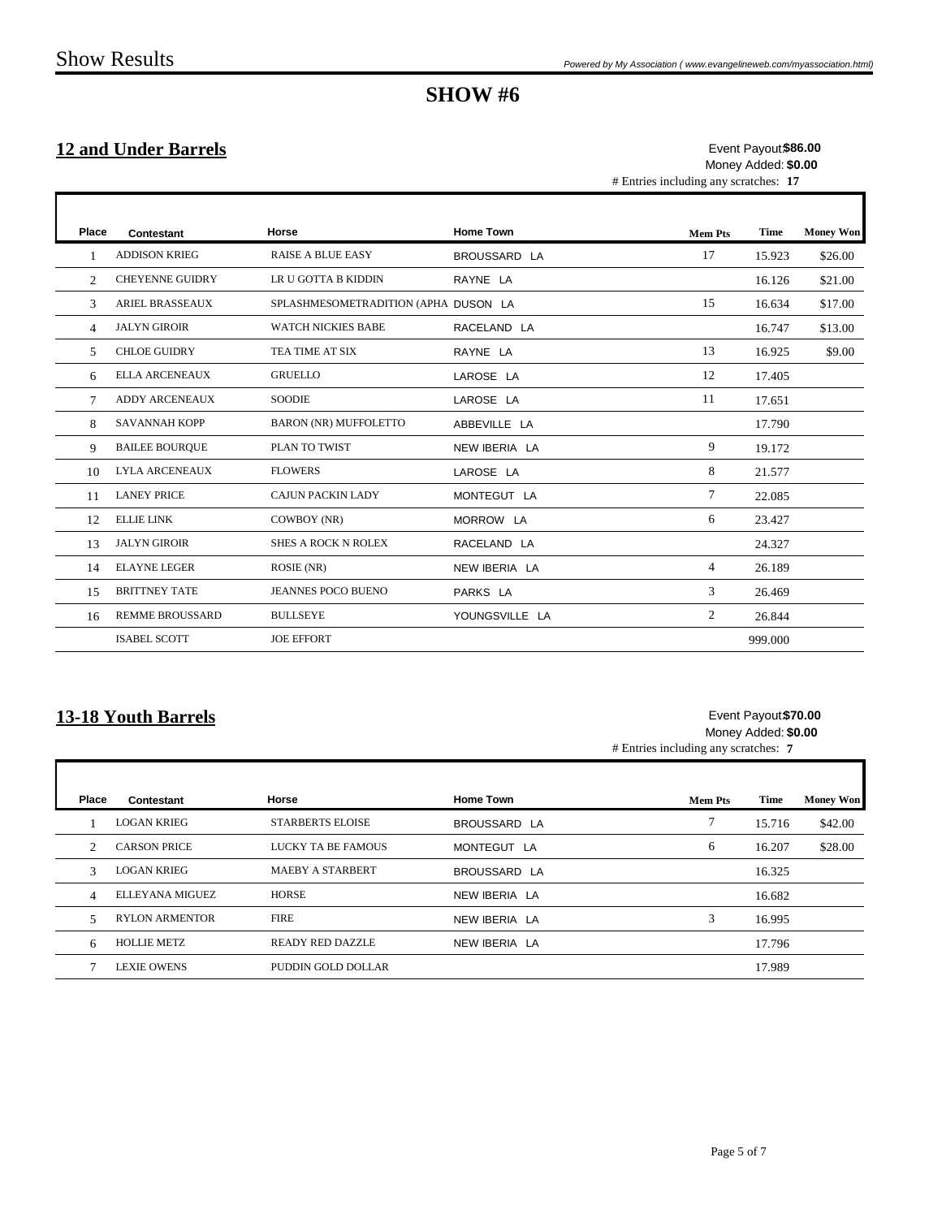# Show Results

## SHOW #6

### 12 and Under Barrels

Event Payout: **$86.00**
Money Added: **$0.00**
# Entries including any scratches: **17**

| Place | Contestant | Horse | Home Town | Mem Pts | Time | Money Won |
|---|---|---|---|---|---|---|
| 1 | ADDISON KRIEG | RAISE A BLUE EASY | BROUSSARD LA | 17 | 15.923 | $26.00 |
| 2 | CHEYENNE GUIDRY | LR U GOTTA B KIDDIN | RAYNE LA | | 16.126 | $21.00 |
| 3 | ARIEL BRASSEAUX | SPLASHMESOMETRADITION (APHA | DUSON LA | 15 | 16.634 | $17.00 |
| 4 | JALYN GIROIR | WATCH NICKIES BABE | RACELAND LA | | 16.747 | $13.00 |
| 5 | CHLOE GUIDRY | TEA TIME AT SIX | RAYNE LA | 13 | 16.925 | $9.00 |
| 6 | ELLA ARCENEAUX | GRUELLO | LAROSE LA | 12 | 17.405 | |
| 7 | ADDY ARCENEAUX | SOODIE | LAROSE LA | 11 | 17.651 | |
| 8 | SAVANNAH KOPP | BARON (NR) MUFFOLETTO | ABBEVILLE LA | | 17.790 | |
| 9 | BAILEE BOURQUE | PLAN TO TWIST | NEW IBERIA LA | 9 | 19.172 | |
| 10 | LYLA ARCENEAUX | FLOWERS | LAROSE LA | 8 | 21.577 | |
| 11 | LANEY PRICE | CAJUN PACKIN LADY | MONTEGUT LA | 7 | 22.085 | |
| 12 | ELLIE LINK | COWBOY (NR) | MORROW LA | 6 | 23.427 | |
| 13 | JALYN GIROIR | SHES A ROCK N ROLEX | RACELAND LA | | 24.327 | |
| 14 | ELAYNE LEGER | ROSIE (NR) | NEW IBERIA LA | 4 | 26.189 | |
| 15 | BRITTNEY TATE | JEANNES POCO BUENO | PARKS LA | 3 | 26.469 | |
| 16 | REMME BROUSSARD | BULLSEYE | YOUNGSVILLE LA | 2 | 26.844 | |
| | ISABEL SCOTT | JOE EFFORT | | | 999.000 | |

### 13-18 Youth Barrels

Event Payout: **$70.00**
Money Added: **$0.00**
# Entries including any scratches: **7**

| Place | Contestant | Horse | Home Town | Mem Pts | Time | Money Won |
|---|---|---|---|---|---|---|
| 1 | LOGAN KRIEG | STARBERTS ELOISE | BROUSSARD LA | 7 | 15.716 | $42.00 |
| 2 | CARSON PRICE | LUCKY TA BE FAMOUS | MONTEGUT LA | 6 | 16.207 | $28.00 |
| 3 | LOGAN KRIEG | MAEBY A STARBERT | BROUSSARD LA | | 16.325 | |
| 4 | ELLEYANA MIGUEZ | HORSE | NEW IBERIA LA | | 16.682 | |
| 5 | RYLON ARMENTOR | FIRE | NEW IBERIA LA | 3 | 16.995 | |
| 6 | HOLLIE METZ | READY RED DAZZLE | NEW IBERIA LA | | 17.796 | |
| 7 | LEXIE OWENS | PUDDIN GOLD DOLLAR | | | 17.989 | |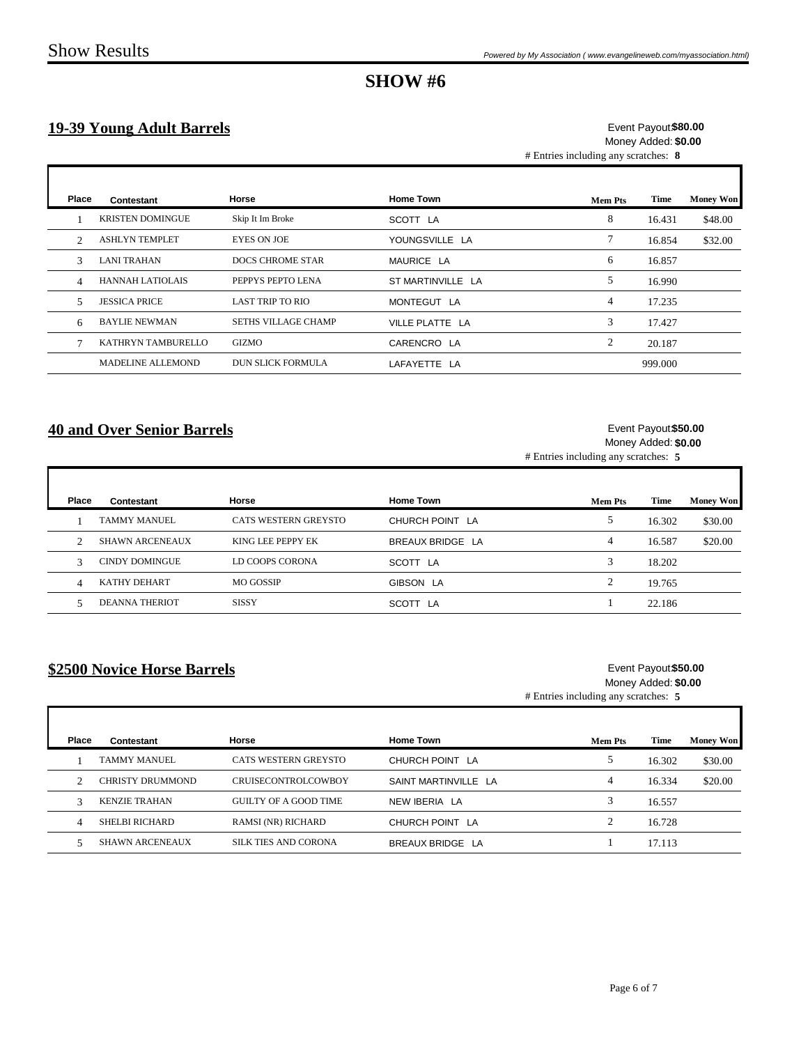# SHOW #6

## 19-39 Young Adult Barrels

Event Payout: **$80.00**
Money Added: **$0.00**
# Entries including any scratches: **8**

| Place | Contestant | Horse | Home Town | Mem Pts | Time | Money Won |
|---|---|---|---|---|---|---|
| 1 | KRISTEN DOMINGUE | Skip It Im Broke | SCOTT LA | 8 | 16.431 | $48.00 |
| 2 | ASHLYN TEMPLET | EYES ON JOE | YOUNGSVILLE LA | 7 | 16.854 | $32.00 |
| 3 | LANI TRAHAN | DOCS CHROME STAR | MAURICE LA | 6 | 16.857 | |
| 4 | HANNAH LATIOLAIS | PEPPYS PEPTO LENA | ST MARTINVILLE LA | 5 | 16.990 | |
| 5 | JESSICA PRICE | LAST TRIP TO RIO | MONTEGUT LA | 4 | 17.235 | |
| 6 | BAYLIE NEWMAN | SETHS VILLAGE CHAMP | VILLE PLATTE LA | 3 | 17.427 | |
| 7 | KATHRYN TAMBURELLO | GIZMO | CARENCRO LA | 2 | 20.187 | |
| | MADELINE ALLEMOND | DUN SLICK FORMULA | LAFAYETTE LA | | 999.000 | |

## 40 and Over Senior Barrels

Event Payout: **$50.00**
Money Added: **$0.00**
# Entries including any scratches: **5**

| Place | Contestant | Horse | Home Town | Mem Pts | Time | Money Won |
|---|---|---|---|---|---|---|
| 1 | TAMMY MANUEL | CATS WESTERN GREYSTO | CHURCH POINT LA | 5 | 16.302 | $30.00 |
| 2 | SHAWN ARCENEAUX | KING LEE PEPPY EK | BREAUX BRIDGE LA | 4 | 16.587 | $20.00 |
| 3 | CINDY DOMINGUE | LD COOPS CORONA | SCOTT LA | 3 | 18.202 | |
| 4 | KATHY DEHART | MO GOSSIP | GIBSON LA | 2 | 19.765 | |
| 5 | DEANNA THERIOT | SISSY | SCOTT LA | 1 | 22.186 | |

## $2500 Novice Horse Barrels

Event Payout: **$50.00**
Money Added: **$0.00**
# Entries including any scratches: **5**

| Place | Contestant | Horse | Home Town | Mem Pts | Time | Money Won |
|---|---|---|---|---|---|---|
| 1 | TAMMY MANUEL | CATS WESTERN GREYSTO | CHURCH POINT LA | 5 | 16.302 | $30.00 |
| 2 | CHRISTY DRUMMOND | CRUISECONTROLCOWBOY | SAINT MARTINVILLE LA | 4 | 16.334 | $20.00 |
| 3 | KENZIE TRAHAN | GUILTY OF A GOOD TIME | NEW IBERIA LA | 3 | 16.557 | |
| 4 | SHELBI RICHARD | RAMSI (NR) RICHARD | CHURCH POINT LA | 2 | 16.728 | |
| 5 | SHAWN ARCENEAUX | SILK TIES AND CORONA | BREAUX BRIDGE LA | 1 | 17.113 | |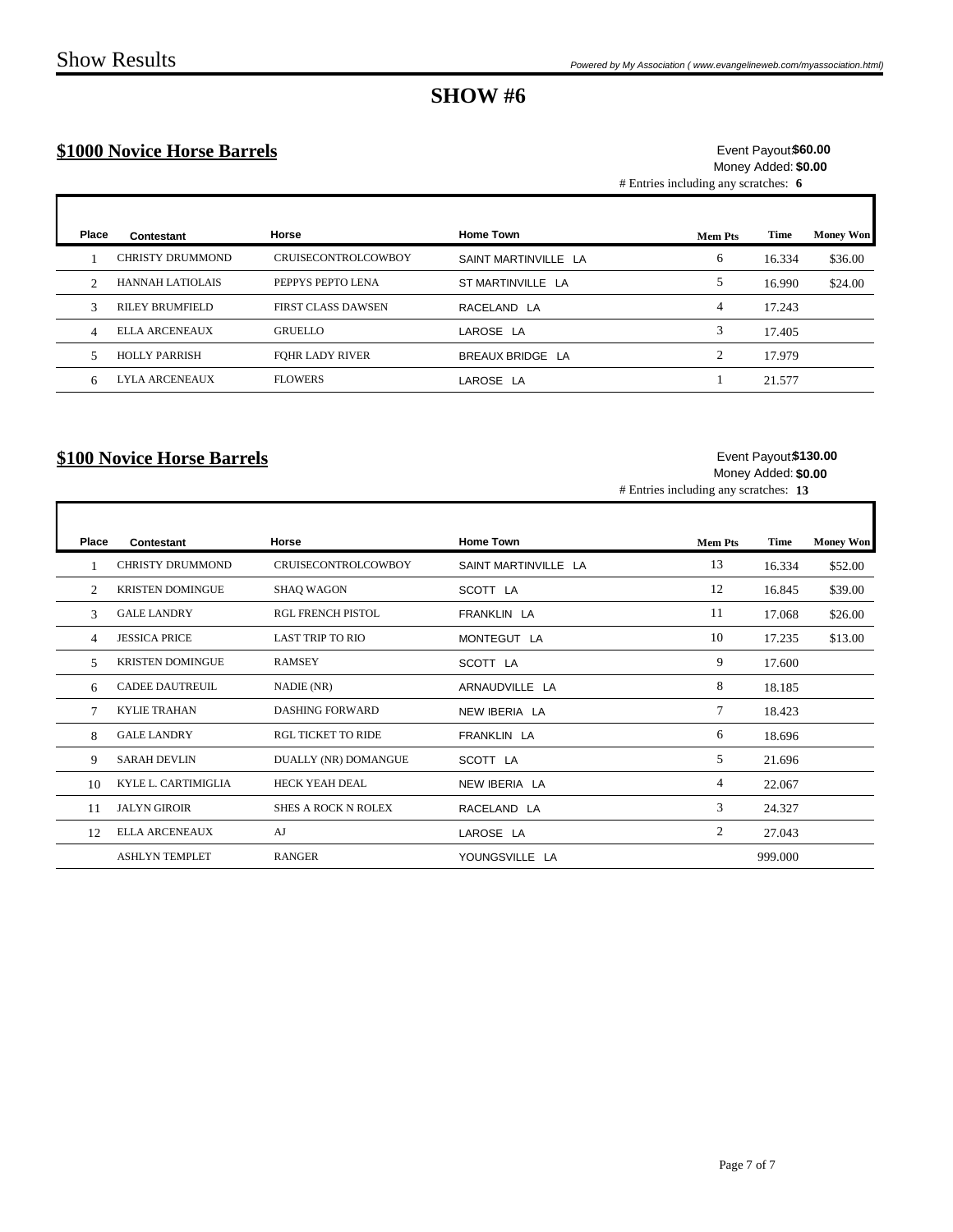# Show Results

*Powered by My Association ( www.evangelineweb.com/myassociation.html)*

## SHOW #6

### \$1000 Novice Horse Barrels

Event Payout: **\$60.00**
Money Added: **\$0.00**
\# Entries including any scratches: **6**

| Place | Contestant | Horse | Home Town | Mem Pts | Time | Money Won |
|---|---|---|---|---|---|---|
| 1 | CHRISTY DRUMMOND | CRUISECONTROLCOWBOY | SAINT MARTINVILLE LA | 6 | 16.334 | \$36.00 |
| 2 | HANNAH LATIOLAIS | PEPPYS PEPTO LENA | ST MARTINVILLE LA | 5 | 16.990 | \$24.00 |
| 3 | RILEY BRUMFIELD | FIRST CLASS DAWSEN | RACELAND LA | 4 | 17.243 | |
| 4 | ELLA ARCENEAUX | GRUELLO | LAROSE LA | 3 | 17.405 | |
| 5 | HOLLY PARRISH | FQHR LADY RIVER | BREAUX BRIDGE LA | 2 | 17.979 | |
| 6 | LYLA ARCENEAUX | FLOWERS | LAROSE LA | 1 | 21.577 | |

### \$100 Novice Horse Barrels

Event Payout: **\$130.00**
Money Added: **\$0.00**
\# Entries including any scratches: **13**

| Place | Contestant | Horse | Home Town | Mem Pts | Time | Money Won |
|---|---|---|---|---|---|---|
| 1 | CHRISTY DRUMMOND | CRUISECONTROLCOWBOY | SAINT MARTINVILLE LA | 13 | 16.334 | \$52.00 |
| 2 | KRISTEN DOMINGUE | SHAQ WAGON | SCOTT LA | 12 | 16.845 | \$39.00 |
| 3 | GALE LANDRY | RGL FRENCH PISTOL | FRANKLIN LA | 11 | 17.068 | \$26.00 |
| 4 | JESSICA PRICE | LAST TRIP TO RIO | MONTEGUT LA | 10 | 17.235 | \$13.00 |
| 5 | KRISTEN DOMINGUE | RAMSEY | SCOTT LA | 9 | 17.600 | |
| 6 | CADEE DAUTREUIL | NADIE (NR) | ARNAUDVILLE LA | 8 | 18.185 | |
| 7 | KYLIE TRAHAN | DASHING FORWARD | NEW IBERIA LA | 7 | 18.423 | |
| 8 | GALE LANDRY | RGL TICKET TO RIDE | FRANKLIN LA | 6 | 18.696 | |
| 9 | SARAH DEVLIN | DUALLY (NR) DOMANGUE | SCOTT LA | 5 | 21.696 | |
| 10 | KYLE L. CARTIMIGLIA | HECK YEAH DEAL | NEW IBERIA LA | 4 | 22.067 | |
| 11 | JALYN GIROIR | SHES A ROCK N ROLEX | RACELAND LA | 3 | 24.327 | |
| 12 | ELLA ARCENEAUX | AJ | LAROSE LA | 2 | 27.043 | |
| | ASHLYN TEMPLET | RANGER | YOUNGSVILLE LA | | 999.000 | |